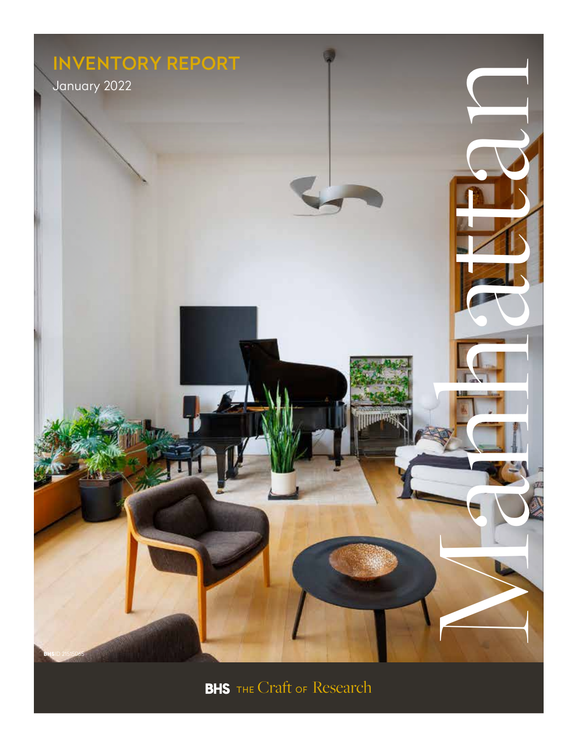# INVENTORY REPORT

January 2022

# Manhattan

BHSID 21515065

BHS THE Craft OF Research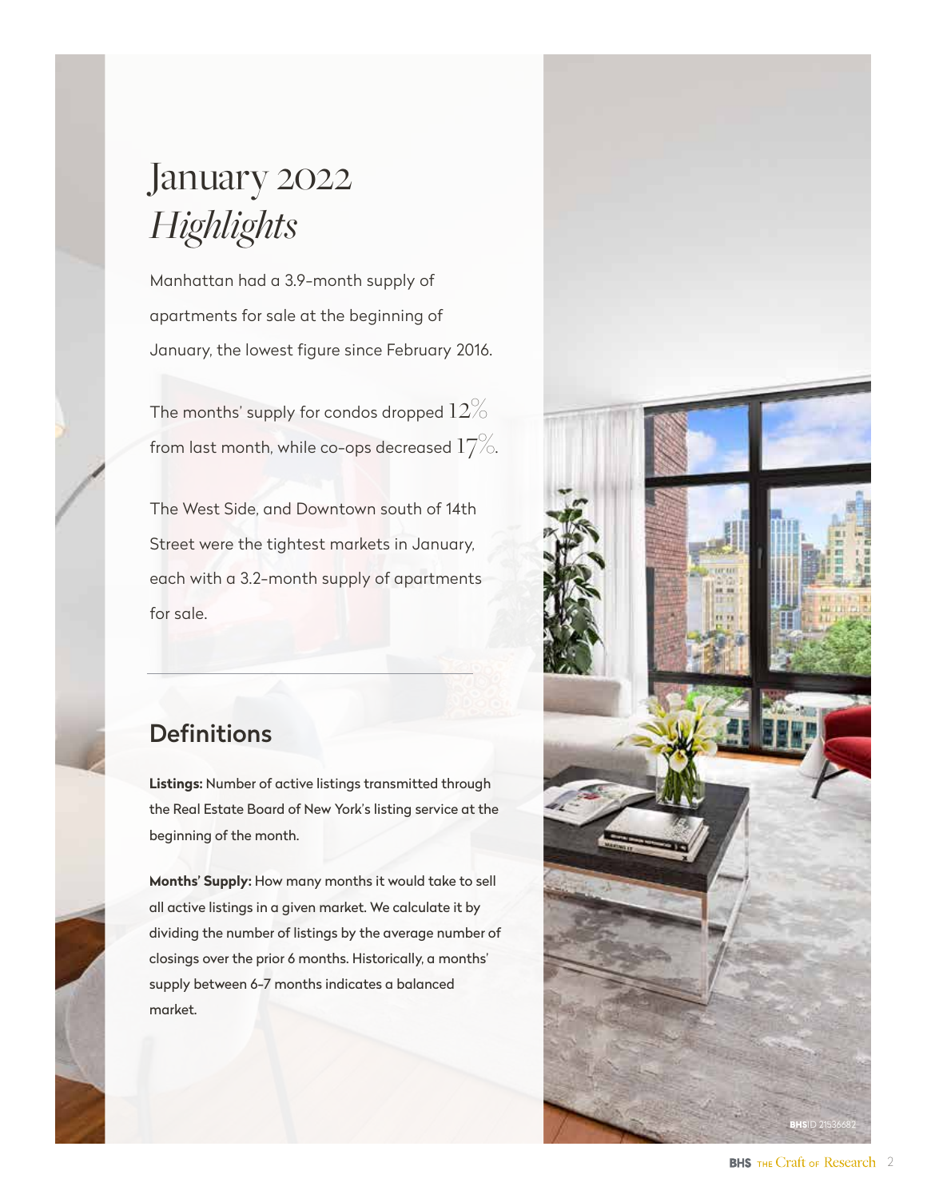# January 2022 *Highlights*

Manhattan had a 3.9-month supply of apartments for sale at the beginning of January, the lowest figure since February 2016.

The months' supply for condos dropped 12% from last month, while co-ops decreased 17%.

The West Side, and Downtown south of 14th Street were the tightest markets in January, each with a 3.2-month supply of apartments for sale.

## Definitions

**Listings:** Number of active listings transmitted through the Real Estate Board of New York's listing service at the beginning of the month.

**Months' Supply:** How many months it would take to sell all active listings in a given market. We calculate it by dividing the number of listings by the average number of closings over the prior 6 months. Historically, a months' supply between 6-7 months indicates a balanced market.

BHSID 21536682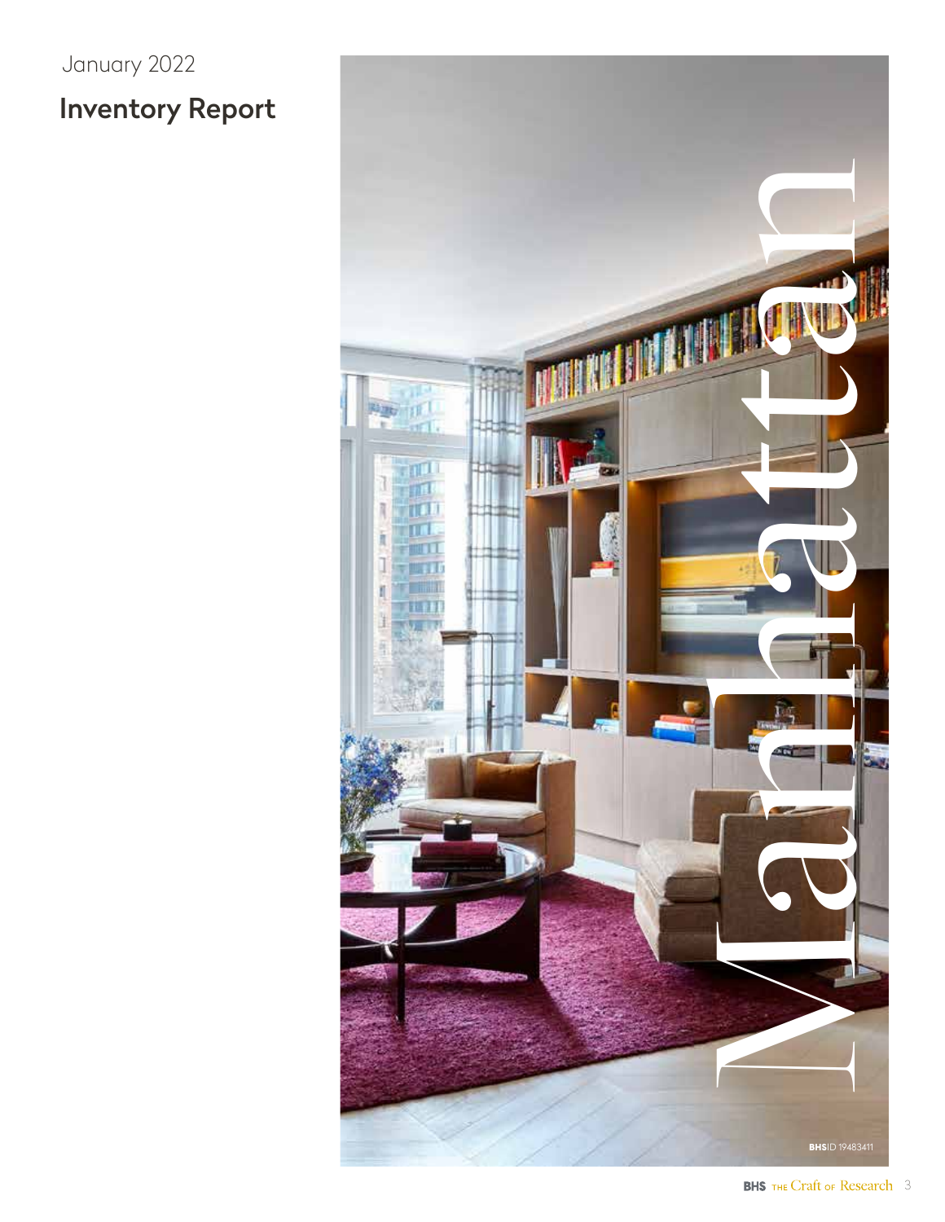January 2022

# Inventory Report

Manhattan

BHSID 19483411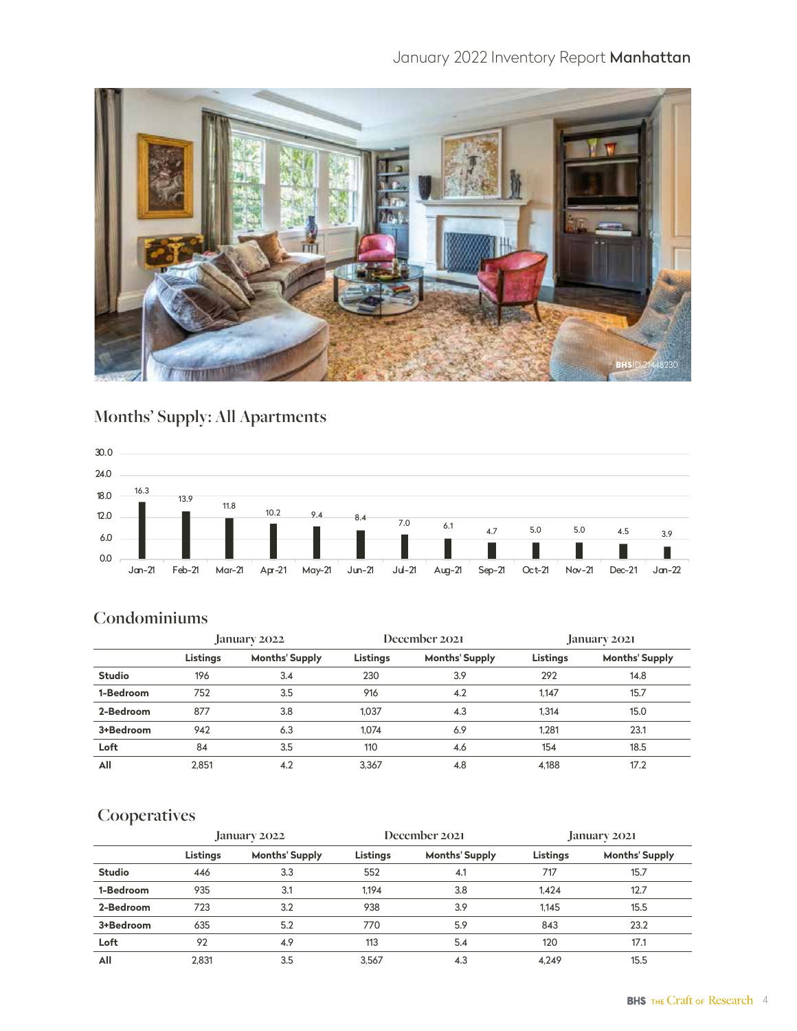# January 2022 Inventory Report **Manhattan**

## Months' Supply: All Apartments

| Month | Months' Supply |
|---|---|
| Jan-21 | 16.3 |
| Feb-21 | 13.9 |
| Mar-21 | 11.8 |
| Apr-21 | 10.2 |
| May-21 | 9.4 |
| Jun-21 | 8.4 |
| Jul-21 | 7.0 |
| Aug-21 | 6.1 |
| Sep-21 | 4.7 |
| Oct-21 | 5.0 |
| Nov-21 | 5.0 |
| Dec-21 | 4.5 |
| Jan-22 | 3.9 |

## Condominiums

| | January 2022 | | December 2021 | | January 2021 | |
|---|---|---|---|---|---|---|
| | **Listings** | **Months' Supply** | **Listings** | **Months' Supply** | **Listings** | **Months' Supply** |
| **Studio** | 196 | 3.4 | 230 | 3.9 | 292 | 14.8 |
| **1-Bedroom** | 752 | 3.5 | 916 | 4.2 | 1,147 | 15.7 |
| **2-Bedroom** | 877 | 3.8 | 1,037 | 4.3 | 1,314 | 15.0 |
| **3+Bedroom** | 942 | 6.3 | 1,074 | 6.9 | 1,281 | 23.1 |
| **Loft** | 84 | 3.5 | 110 | 4.6 | 154 | 18.5 |
| **All** | 2,851 | 4.2 | 3,367 | 4.8 | 4,188 | 17.2 |

## Cooperatives

| | January 2022 | | December 2021 | | January 2021 | |
|---|---|---|---|---|---|---|
| | **Listings** | **Months' Supply** | **Listings** | **Months' Supply** | **Listings** | **Months' Supply** |
| **Studio** | 446 | 3.3 | 552 | 4.1 | 717 | 15.7 |
| **1-Bedroom** | 935 | 3.1 | 1,194 | 3.8 | 1,424 | 12.7 |
| **2-Bedroom** | 723 | 3.2 | 938 | 3.9 | 1,145 | 15.5 |
| **3+Bedroom** | 635 | 5.2 | 770 | 5.9 | 843 | 23.2 |
| **Loft** | 92 | 4.9 | 113 | 5.4 | 120 | 17.1 |
| **All** | 2,831 | 3.5 | 3,567 | 4.3 | 4,249 | 15.5 |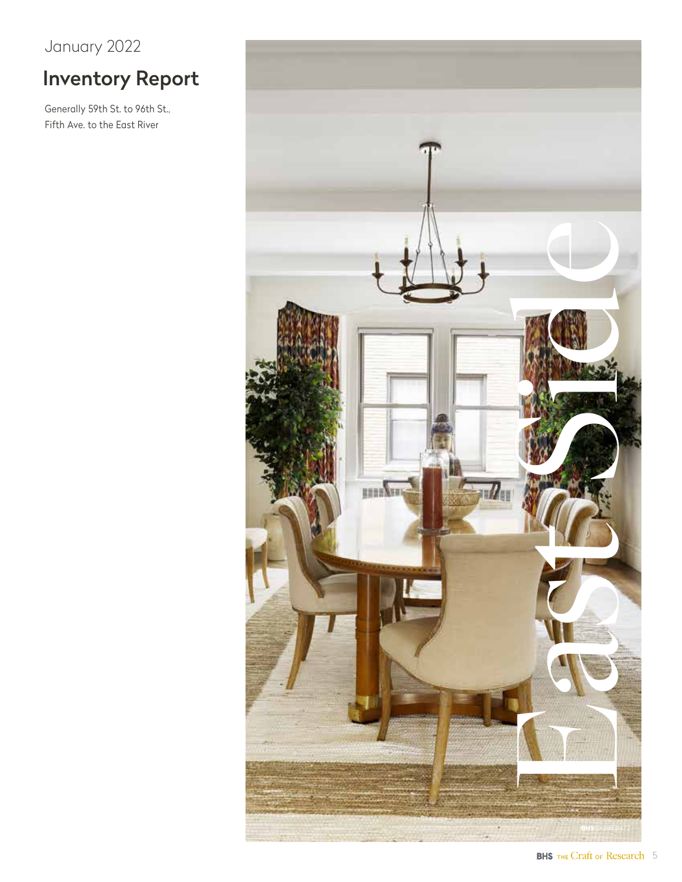January 2022

# Inventory Report

Generally 59th St. to 96th St.,
Fifth Ave. to the East River

# Eastside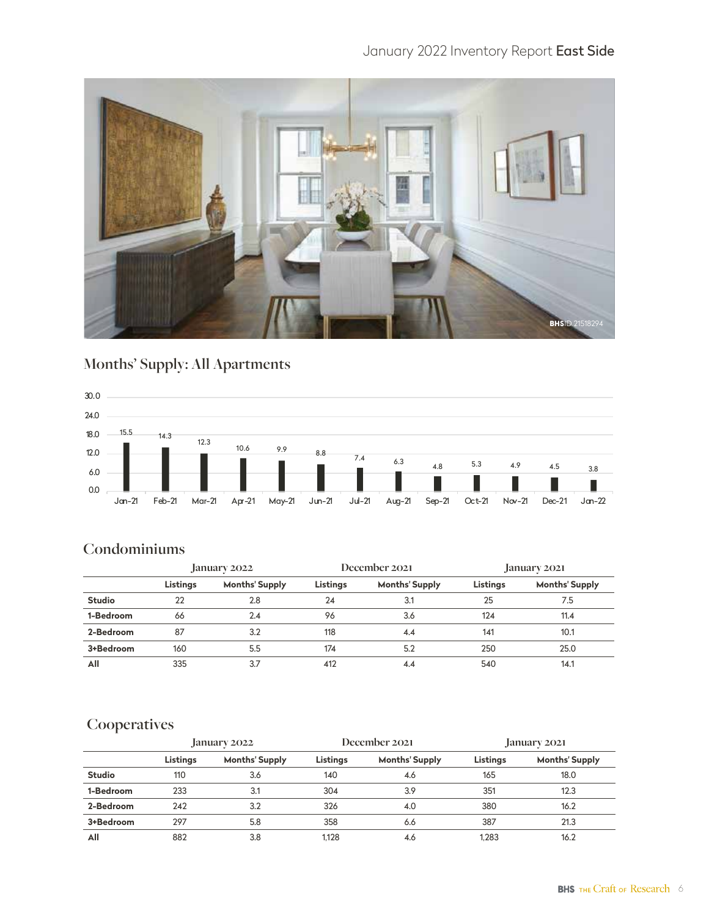## Months' Supply: All Apartments

| Month | Months' Supply |
|---|---|
| Jan-21 | 15.5 |
| Feb-21 | 14.3 |
| Mar-21 | 12.3 |
| Apr-21 | 10.6 |
| May-21 | 9.9 |
| Jun-21 | 8.8 |
| Jul-21 | 7.4 |
| Aug-21 | 6.3 |
| Sep-21 | 4.8 |
| Oct-21 | 5.3 |
| Nov-21 | 4.9 |
| Dec-21 | 4.5 |
| Jan-22 | 3.8 |

## Condominiums

| | January 2022 | | December 2021 | | January 2021 | |
|---|---|---|---|---|---|---|
| | Listings | Months' Supply | Listings | Months' Supply | Listings | Months' Supply |
| **Studio** | 22 | 2.8 | 24 | 3.1 | 25 | 7.5 |
| **1-Bedroom** | 66 | 2.4 | 96 | 3.6 | 124 | 11.4 |
| **2-Bedroom** | 87 | 3.2 | 118 | 4.4 | 141 | 10.1 |
| **3+Bedroom** | 160 | 5.5 | 174 | 5.2 | 250 | 25.0 |
| **All** | 335 | 3.7 | 412 | 4.4 | 540 | 14.1 |

## Cooperatives

| | January 2022 | | December 2021 | | January 2021 | |
|---|---|---|---|---|---|---|
| | Listings | Months' Supply | Listings | Months' Supply | Listings | Months' Supply |
| **Studio** | 110 | 3.6 | 140 | 4.6 | 165 | 18.0 |
| **1-Bedroom** | 233 | 3.1 | 304 | 3.9 | 351 | 12.3 |
| **2-Bedroom** | 242 | 3.2 | 326 | 4.0 | 380 | 16.2 |
| **3+Bedroom** | 297 | 5.8 | 358 | 6.6 | 387 | 21.3 |
| **All** | 882 | 3.8 | 1,128 | 4.6 | 1,283 | 16.2 |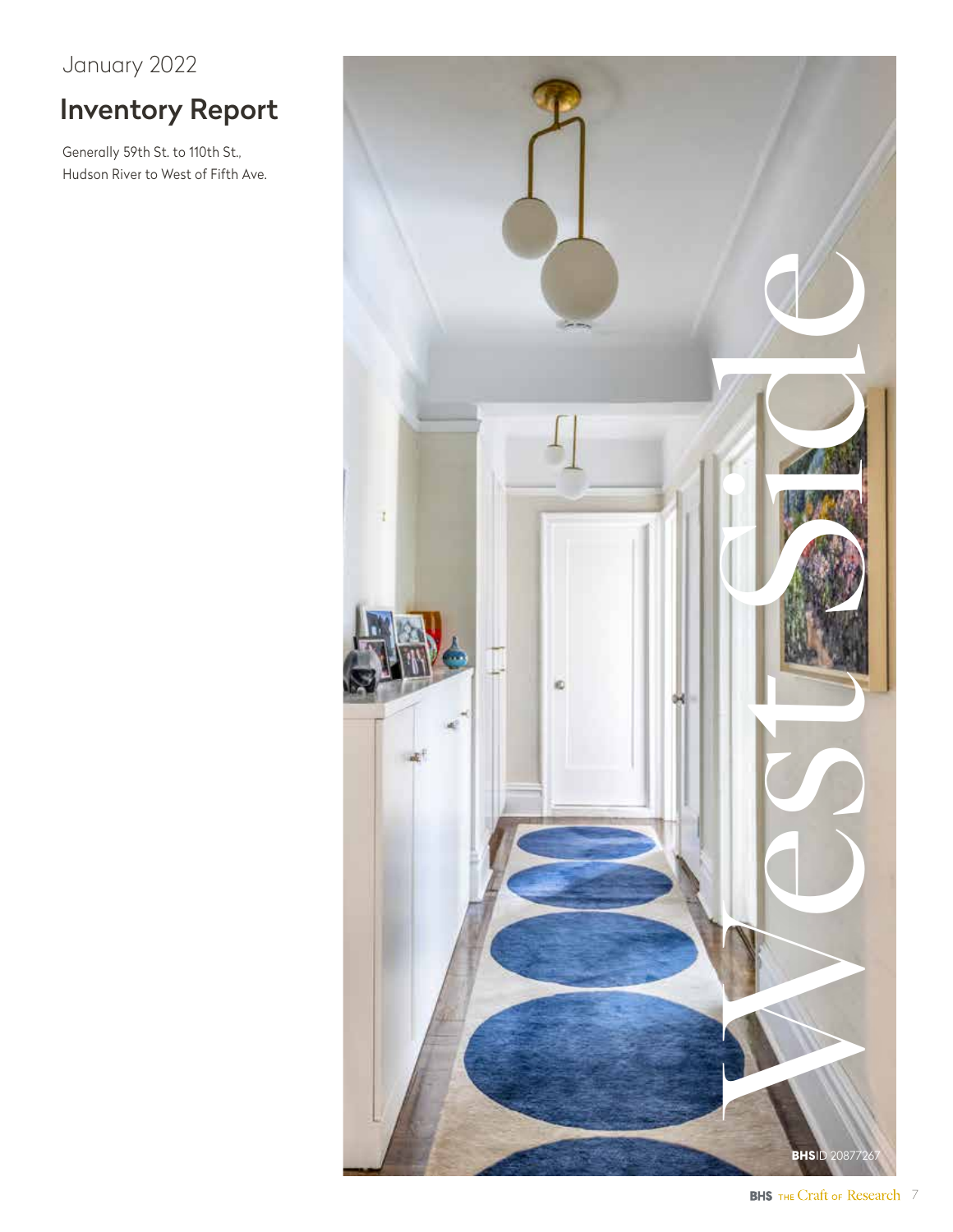January 2022

## Inventory Report

Generally 59th St. to 110th St.,
Hudson River to West of Fifth Ave.

# West Side

**BHS**ID 20877267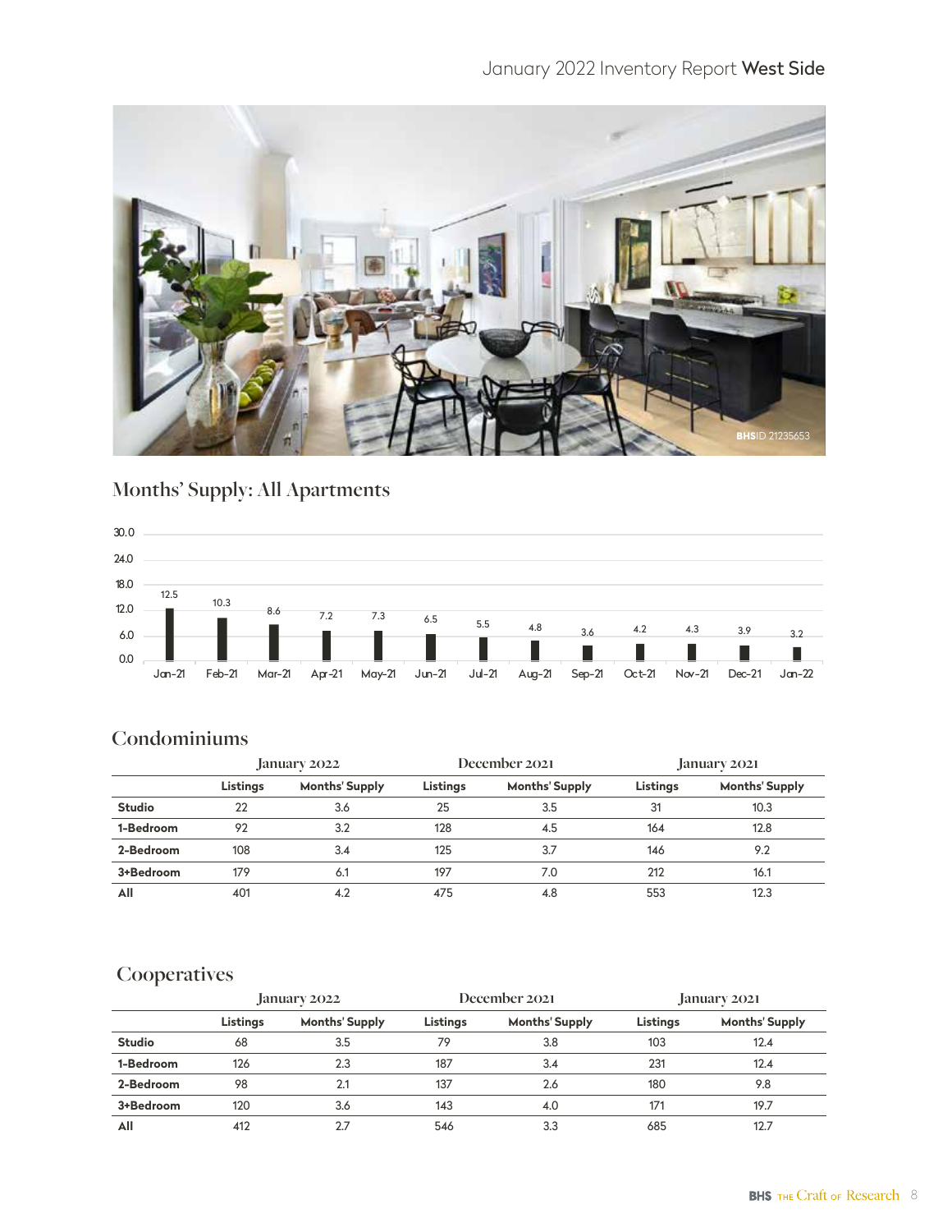January 2022 Inventory Report **West Side**

BHSID 21235653

## Months' Supply: All Apartments

| Jan-21 | Feb-21 | Mar-21 | Apr-21 | May-21 | Jun-21 | Jul-21 | Aug-21 | Sep-21 | Oct-21 | Nov-21 | Dec-21 | Jan-22 |
|---|---|---|---|---|---|---|---|---|---|---|---|---|
| 12.5 | 10.3 | 8.6 | 7.2 | 7.3 | 6.5 | 5.5 | 4.8 | 3.6 | 4.2 | 4.3 | 3.9 | 3.2 |

## Condominiums

| | January 2022 | | December 2021 | | January 2021 | |
|---|---|---|---|---|---|---|
| | **Listings** | **Months' Supply** | **Listings** | **Months' Supply** | **Listings** | **Months' Supply** |
| **Studio** | 22 | 3.6 | 25 | 3.5 | 31 | 10.3 |
| **1-Bedroom** | 92 | 3.2 | 128 | 4.5 | 164 | 12.8 |
| **2-Bedroom** | 108 | 3.4 | 125 | 3.7 | 146 | 9.2 |
| **3+Bedroom** | 179 | 6.1 | 197 | 7.0 | 212 | 16.1 |
| **All** | 401 | 4.2 | 475 | 4.8 | 553 | 12.3 |

## Cooperatives

| | January 2022 | | December 2021 | | January 2021 | |
|---|---|---|---|---|---|---|
| | **Listings** | **Months' Supply** | **Listings** | **Months' Supply** | **Listings** | **Months' Supply** |
| **Studio** | 68 | 3.5 | 79 | 3.8 | 103 | 12.4 |
| **1-Bedroom** | 126 | 2.3 | 187 | 3.4 | 231 | 12.4 |
| **2-Bedroom** | 98 | 2.1 | 137 | 2.6 | 180 | 9.8 |
| **3+Bedroom** | 120 | 3.6 | 143 | 4.0 | 171 | 19.7 |
| **All** | 412 | 2.7 | 546 | 3.3 | 685 | 12.7 |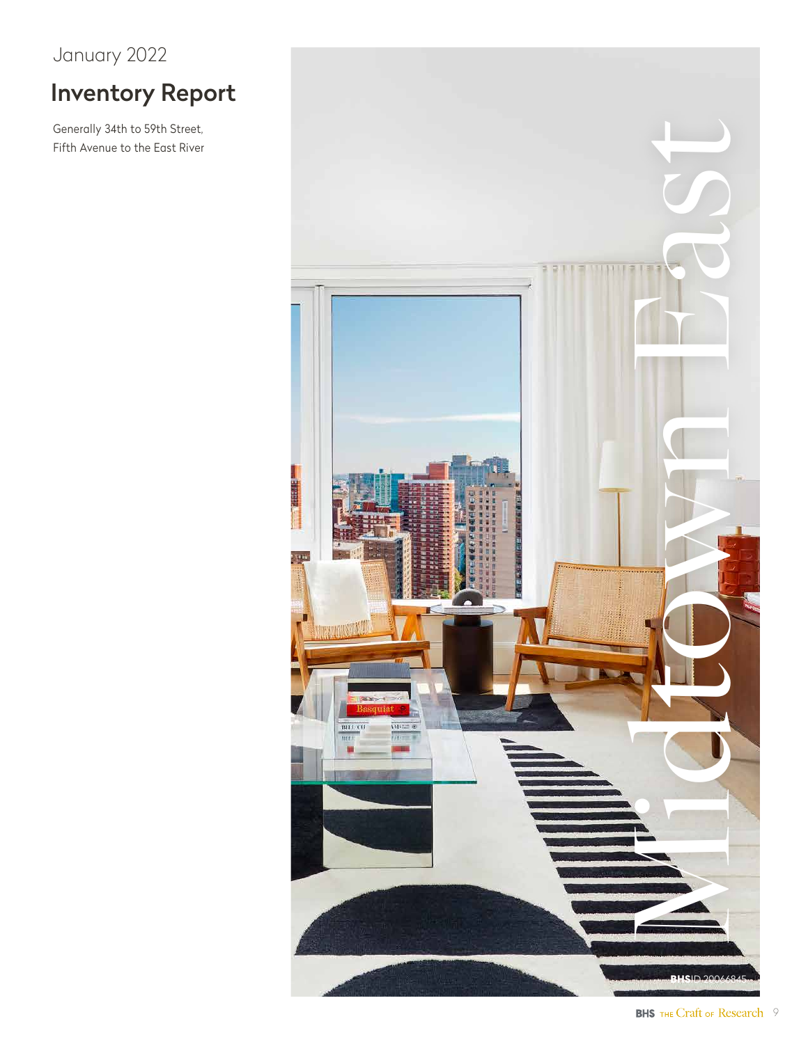January 2022

# Inventory Report

Generally 34th to 59th Street,
Fifth Avenue to the East River

Midtown East

BHSID 20066845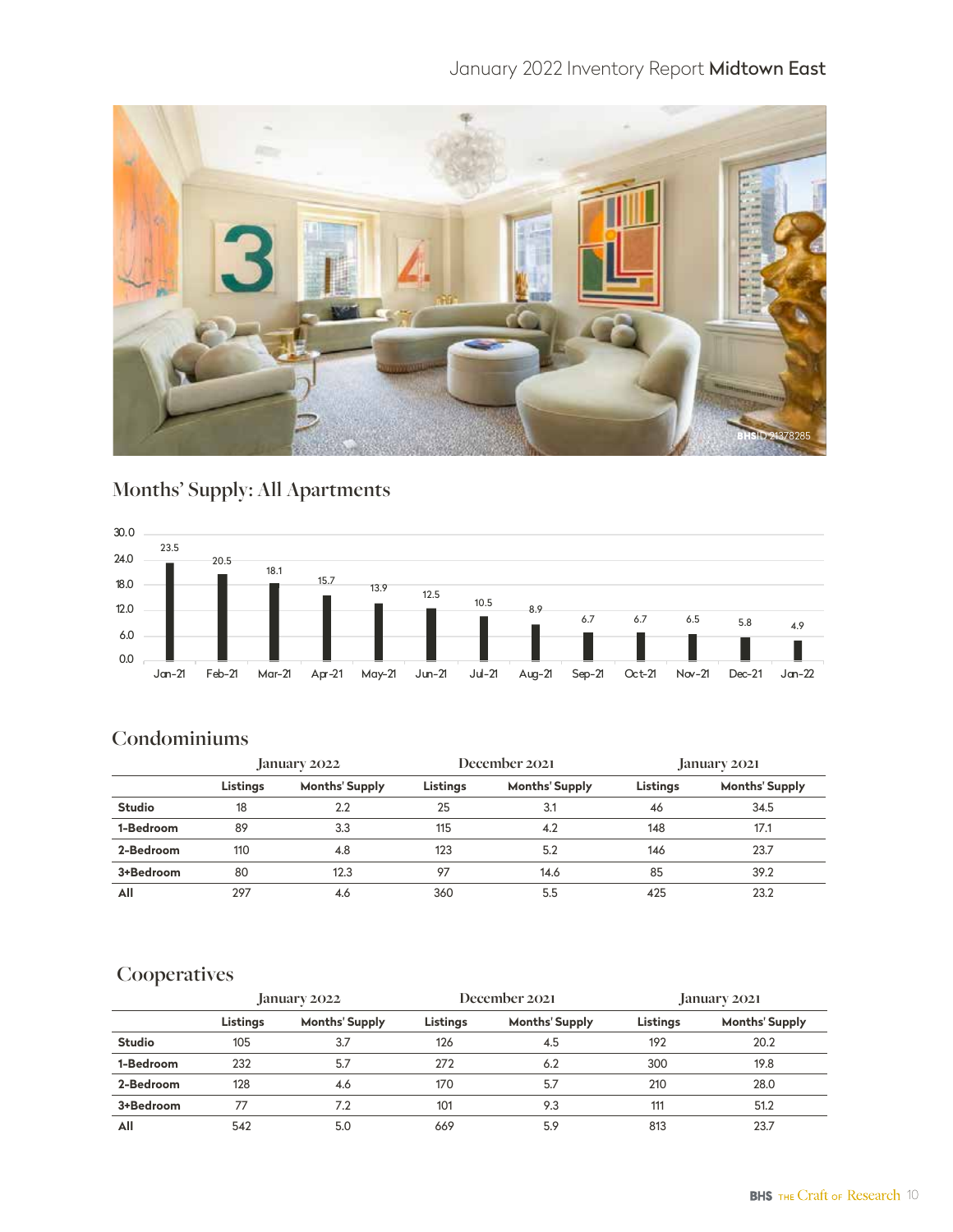January 2022 Inventory Report **Midtown East**

## Months' Supply: All Apartments

| Month | Months' Supply |
|---|---|
| Jan-21 | 23.5 |
| Feb-21 | 20.5 |
| Mar-21 | 18.1 |
| Apr-21 | 15.7 |
| May-21 | 13.9 |
| Jun-21 | 12.5 |
| Jul-21 | 10.5 |
| Aug-21 | 8.9 |
| Sep-21 | 6.7 |
| Oct-21 | 6.7 |
| Nov-21 | 6.5 |
| Dec-21 | 5.8 |
| Jan-22 | 4.9 |

## Condominiums

| | January 2022 | | December 2021 | | January 2021 | |
|---|---|---|---|---|---|---|
| | **Listings** | **Months' Supply** | **Listings** | **Months' Supply** | **Listings** | **Months' Supply** |
| **Studio** | 18 | 2.2 | 25 | 3.1 | 46 | 34.5 |
| **1-Bedroom** | 89 | 3.3 | 115 | 4.2 | 148 | 17.1 |
| **2-Bedroom** | 110 | 4.8 | 123 | 5.2 | 146 | 23.7 |
| **3+Bedroom** | 80 | 12.3 | 97 | 14.6 | 85 | 39.2 |
| **All** | 297 | 4.6 | 360 | 5.5 | 425 | 23.2 |

## Cooperatives

| | January 2022 | | December 2021 | | January 2021 | |
|---|---|---|---|---|---|---|
| | **Listings** | **Months' Supply** | **Listings** | **Months' Supply** | **Listings** | **Months' Supply** |
| **Studio** | 105 | 3.7 | 126 | 4.5 | 192 | 20.2 |
| **1-Bedroom** | 232 | 5.7 | 272 | 6.2 | 300 | 19.8 |
| **2-Bedroom** | 128 | 4.6 | 170 | 5.7 | 210 | 28.0 |
| **3+Bedroom** | 77 | 7.2 | 101 | 9.3 | 111 | 51.2 |
| **All** | 542 | 5.0 | 669 | 5.9 | 813 | 23.7 |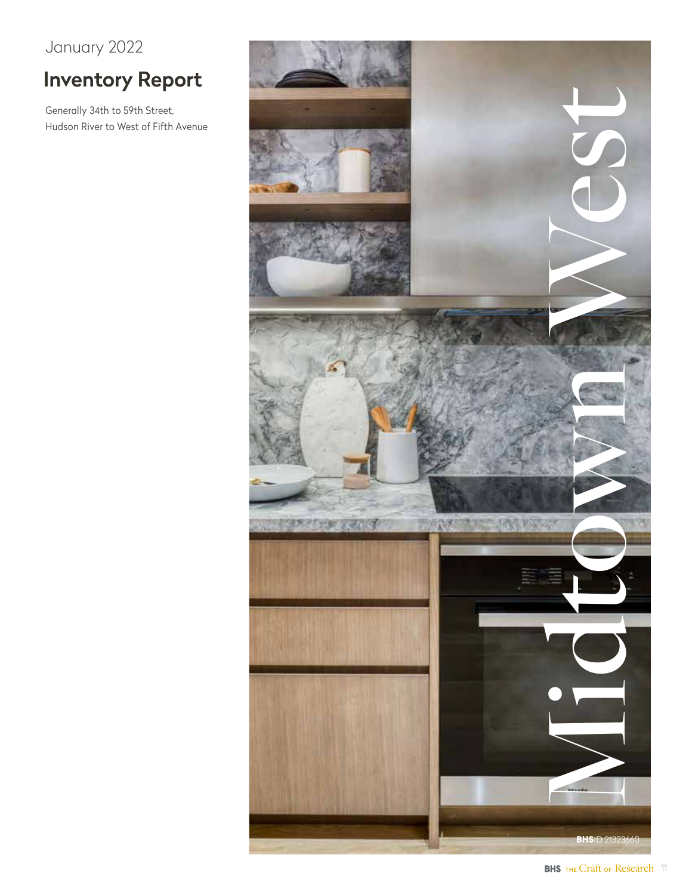January 2022

# Inventory Report

Generally 34th to 59th Street,
Hudson River to West of Fifth Avenue

Midtown West

BHSID 21323660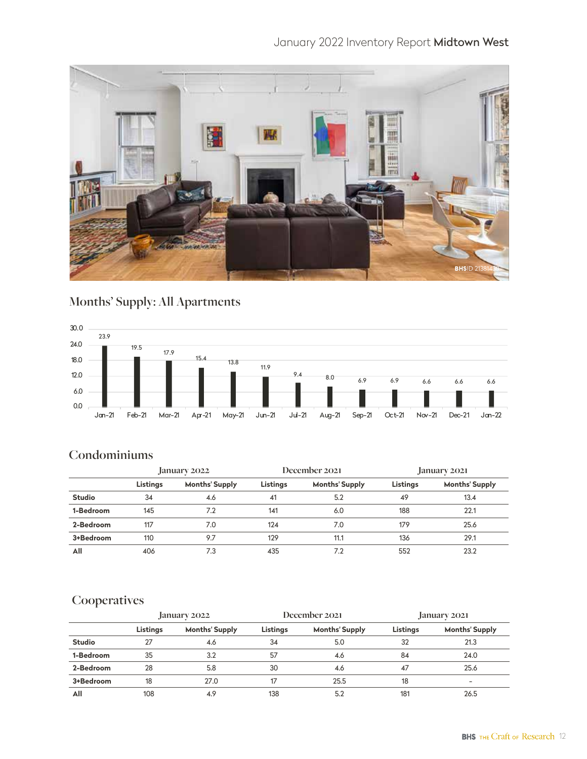## Months' Supply: All Apartments

| Month | Months' Supply |
|---|---|
| Jan-21 | 23.9 |
| Feb-21 | 19.5 |
| Mar-21 | 17.9 |
| Apr-21 | 15.4 |
| May-21 | 13.8 |
| Jun-21 | 11.9 |
| Jul-21 | 9.4 |
| Aug-21 | 8.0 |
| Sep-21 | 6.9 |
| Oct-21 | 6.9 |
| Nov-21 | 6.6 |
| Dec-21 | 6.6 |
| Jan-22 | 6.6 |

## Condominiums

| | January 2022 | | December 2021 | | January 2021 | |
|---|---|---|---|---|---|---|
| | Listings | Months' Supply | Listings | Months' Supply | Listings | Months' Supply |
| **Studio** | 34 | 4.6 | 41 | 5.2 | 49 | 13.4 |
| **1-Bedroom** | 145 | 7.2 | 141 | 6.0 | 188 | 22.1 |
| **2-Bedroom** | 117 | 7.0 | 124 | 7.0 | 179 | 25.6 |
| **3+Bedroom** | 110 | 9.7 | 129 | 11.1 | 136 | 29.1 |
| **All** | 406 | 7.3 | 435 | 7.2 | 552 | 23.2 |

## Cooperatives

| | January 2022 | | December 2021 | | January 2021 | |
|---|---|---|---|---|---|---|
| | Listings | Months' Supply | Listings | Months' Supply | Listings | Months' Supply |
| **Studio** | 27 | 4.6 | 34 | 5.0 | 32 | 21.3 |
| **1-Bedroom** | 35 | 3.2 | 57 | 4.6 | 84 | 24.0 |
| **2-Bedroom** | 28 | 5.8 | 30 | 4.6 | 47 | 25.6 |
| **3+Bedroom** | 18 | 27.0 | 17 | 25.5 | 18 | - |
| **All** | 108 | 4.9 | 138 | 5.2 | 181 | 26.5 |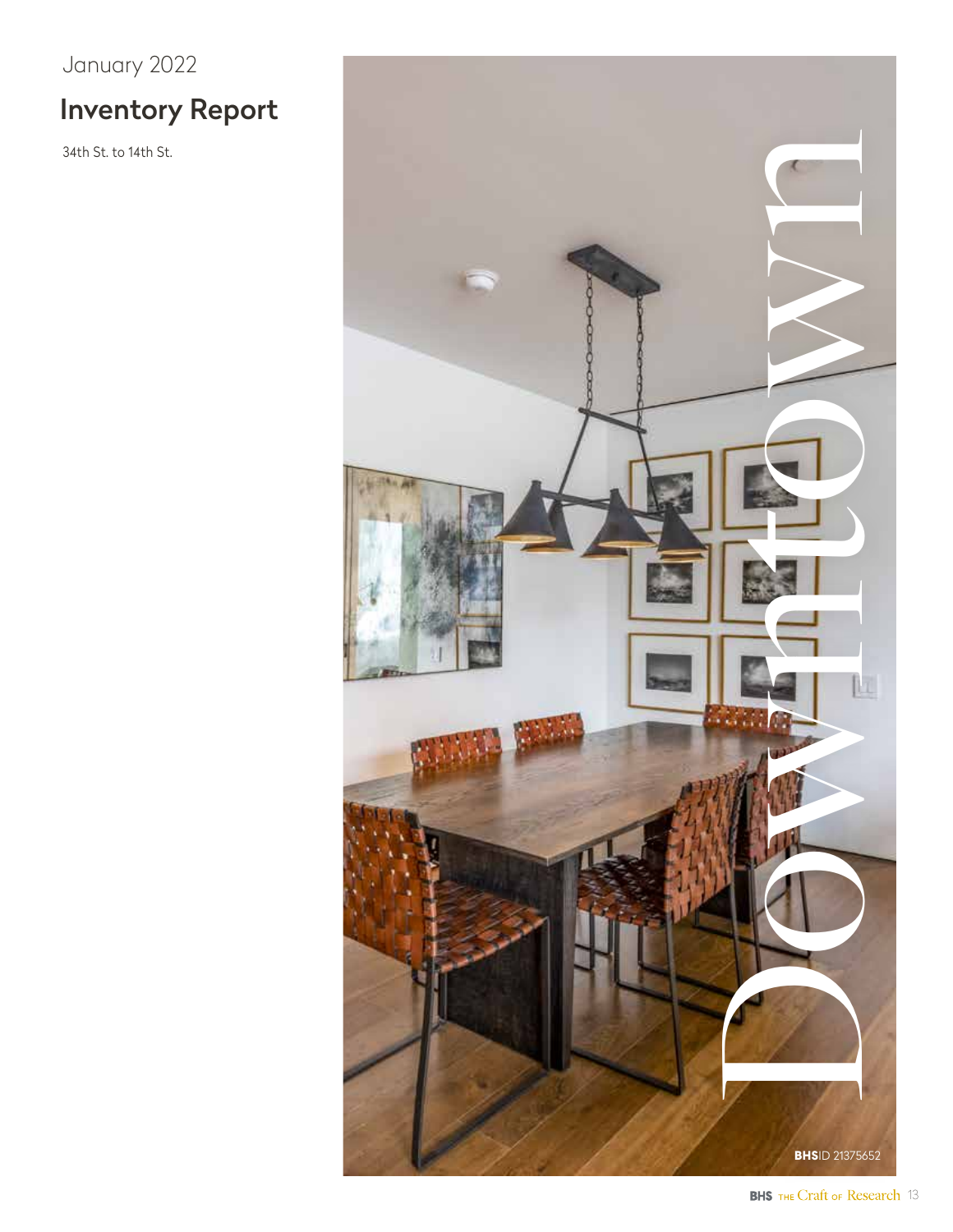January 2022

## Inventory Report

34th St. to 14th St.

# Downtown

**BHS**ID 21375652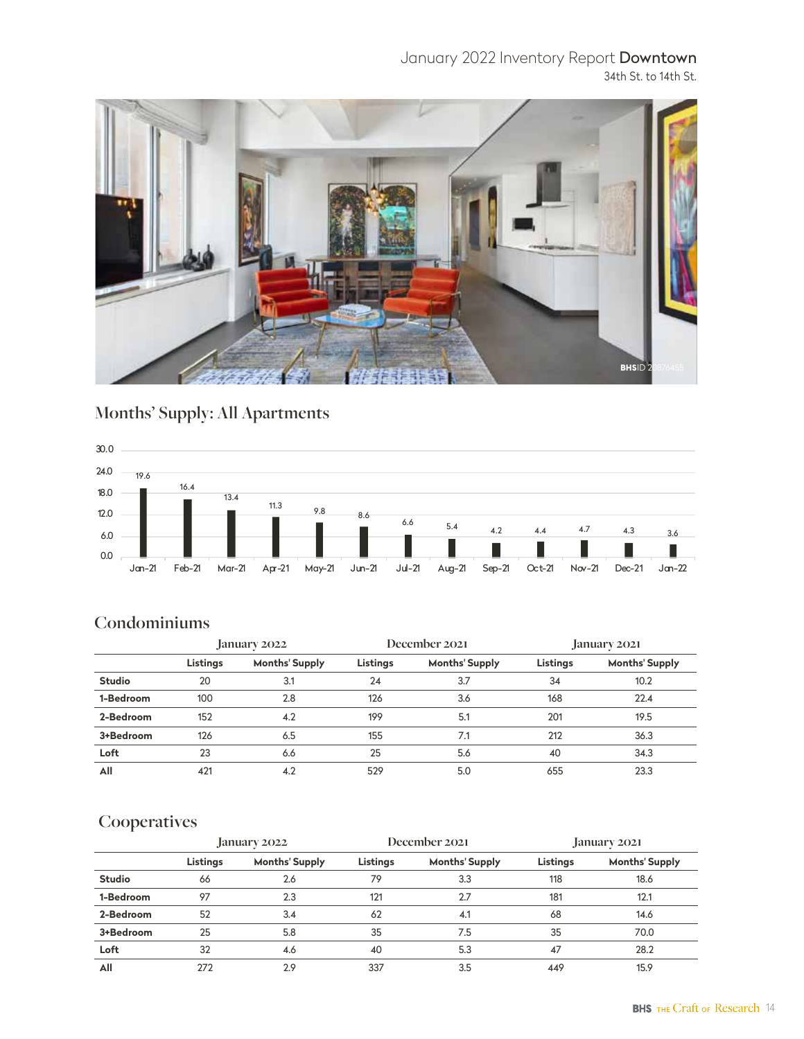# January 2022 Inventory Report **Downtown**

34th St. to 14th St.

## Months' Supply: All Apartments

| Month | Months' Supply |
|---|---|
| Jan-21 | 19.6 |
| Feb-21 | 16.4 |
| Mar-21 | 13.4 |
| Apr-21 | 11.3 |
| May-21 | 9.8 |
| Jun-21 | 8.6 |
| Jul-21 | 6.6 |
| Aug-21 | 5.4 |
| Sep-21 | 4.2 |
| Oct-21 | 4.4 |
| Nov-21 | 4.7 |
| Dec-21 | 4.3 |
| Jan-22 | 3.6 |

## Condominiums

| | January 2022 | | December 2021 | | January 2021 | |
|---|---|---|---|---|---|---|
| | Listings | Months' Supply | Listings | Months' Supply | Listings | Months' Supply |
| **Studio** | 20 | 3.1 | 24 | 3.7 | 34 | 10.2 |
| **1-Bedroom** | 100 | 2.8 | 126 | 3.6 | 168 | 22.4 |
| **2-Bedroom** | 152 | 4.2 | 199 | 5.1 | 201 | 19.5 |
| **3+Bedroom** | 126 | 6.5 | 155 | 7.1 | 212 | 36.3 |
| **Loft** | 23 | 6.6 | 25 | 5.6 | 40 | 34.3 |
| **All** | 421 | 4.2 | 529 | 5.0 | 655 | 23.3 |

## Cooperatives

| | January 2022 | | December 2021 | | January 2021 | |
|---|---|---|---|---|---|---|
| | Listings | Months' Supply | Listings | Months' Supply | Listings | Months' Supply |
| **Studio** | 66 | 2.6 | 79 | 3.3 | 118 | 18.6 |
| **1-Bedroom** | 97 | 2.3 | 121 | 2.7 | 181 | 12.1 |
| **2-Bedroom** | 52 | 3.4 | 62 | 4.1 | 68 | 14.6 |
| **3+Bedroom** | 25 | 5.8 | 35 | 7.5 | 35 | 70.0 |
| **Loft** | 32 | 4.6 | 40 | 5.3 | 47 | 28.2 |
| **All** | 272 | 2.9 | 337 | 3.5 | 449 | 15.9 |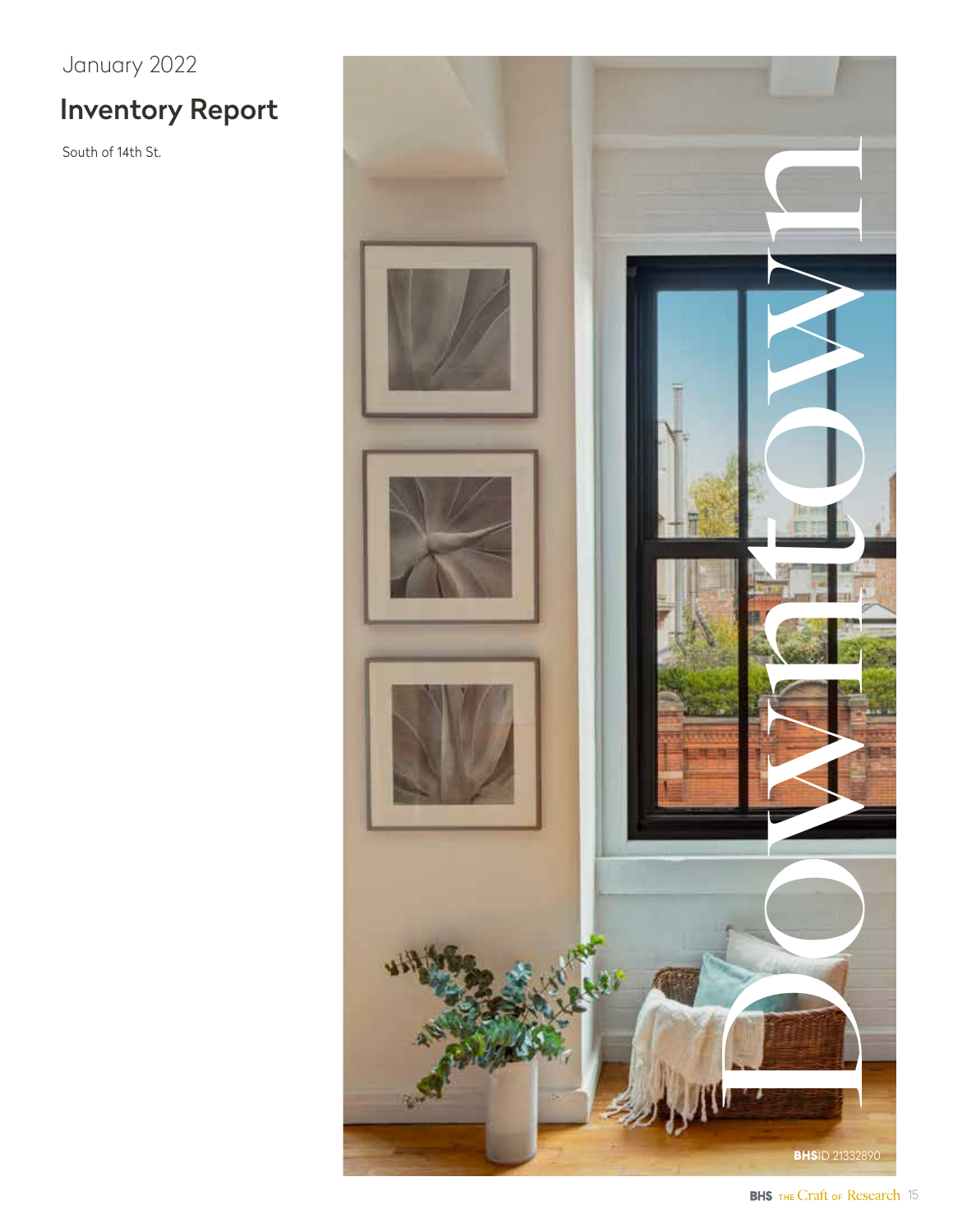January 2022

# Inventory Report

South of 14th St.

Downtown

BHSID 21332890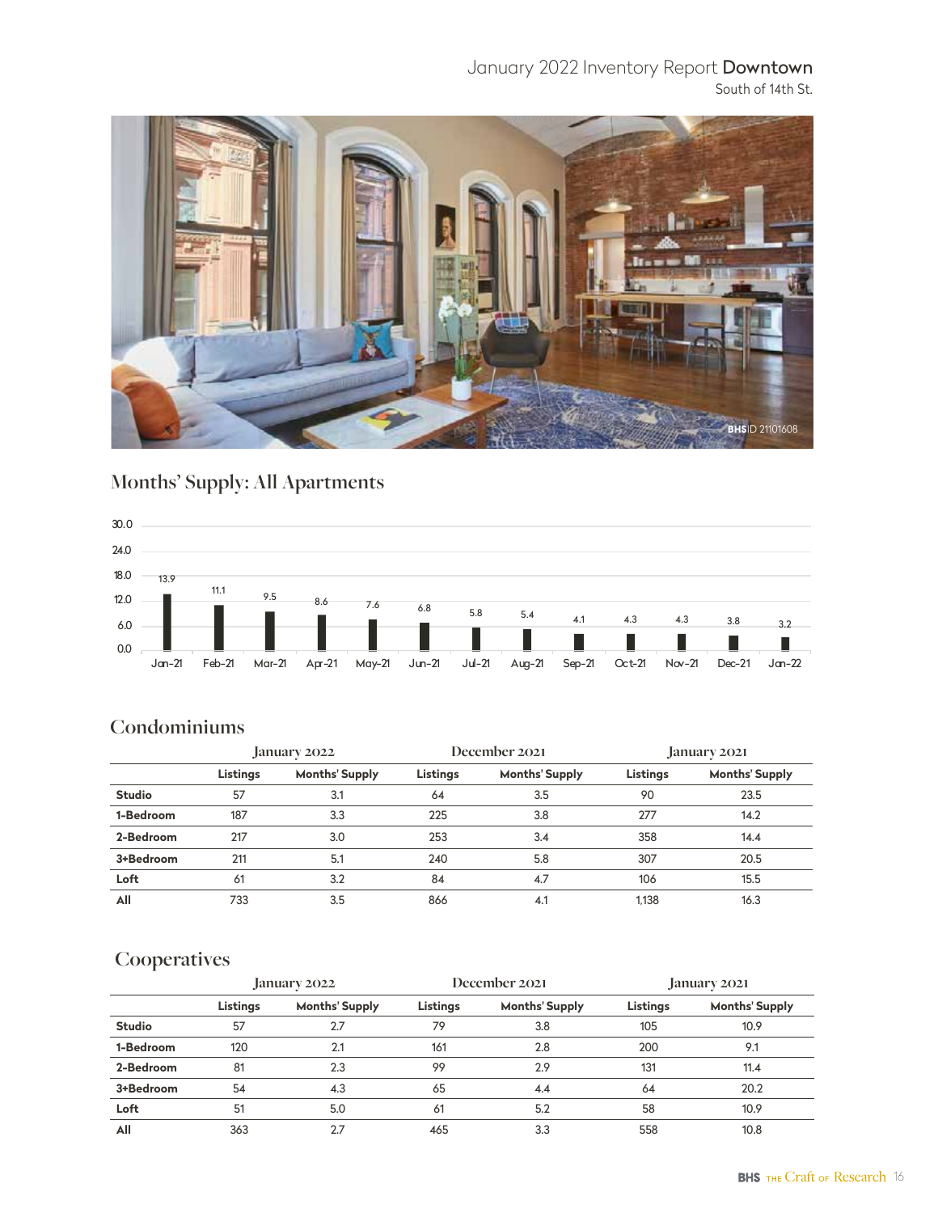## January 2022 Inventory Report **Downtown**

South of 14th St.

BHS ID 21101608

## Months' Supply: All Apartments

| Month | Months' Supply |
|---|---|
| Jan-21 | 13.9 |
| Feb-21 | 11.1 |
| Mar-21 | 9.5 |
| Apr-21 | 8.6 |
| May-21 | 7.6 |
| Jun-21 | 6.8 |
| Jul-21 | 5.8 |
| Aug-21 | 5.4 |
| Sep-21 | 4.1 |
| Oct-21 | 4.3 |
| Nov-21 | 4.3 |
| Dec-21 | 3.8 |
| Jan-22 | 3.2 |

## Condominiums

| | January 2022 | | December 2021 | | January 2021 | |
|---|---|---|---|---|---|---|
| | Listings | Months' Supply | Listings | Months' Supply | Listings | Months' Supply |
| **Studio** | 57 | 3.1 | 64 | 3.5 | 90 | 23.5 |
| **1-Bedroom** | 187 | 3.3 | 225 | 3.8 | 277 | 14.2 |
| **2-Bedroom** | 217 | 3.0 | 253 | 3.4 | 358 | 14.4 |
| **3+Bedroom** | 211 | 5.1 | 240 | 5.8 | 307 | 20.5 |
| **Loft** | 61 | 3.2 | 84 | 4.7 | 106 | 15.5 |
| **All** | 733 | 3.5 | 866 | 4.1 | 1,138 | 16.3 |

## Cooperatives

| | January 2022 | | December 2021 | | January 2021 | |
|---|---|---|---|---|---|---|
| | Listings | Months' Supply | Listings | Months' Supply | Listings | Months' Supply |
| **Studio** | 57 | 2.7 | 79 | 3.8 | 105 | 10.9 |
| **1-Bedroom** | 120 | 2.1 | 161 | 2.8 | 200 | 9.1 |
| **2-Bedroom** | 81 | 2.3 | 99 | 2.9 | 131 | 11.4 |
| **3+Bedroom** | 54 | 4.3 | 65 | 4.4 | 64 | 20.2 |
| **Loft** | 51 | 5.0 | 61 | 5.2 | 58 | 10.9 |
| **All** | 363 | 2.7 | 465 | 3.3 | 558 | 10.8 |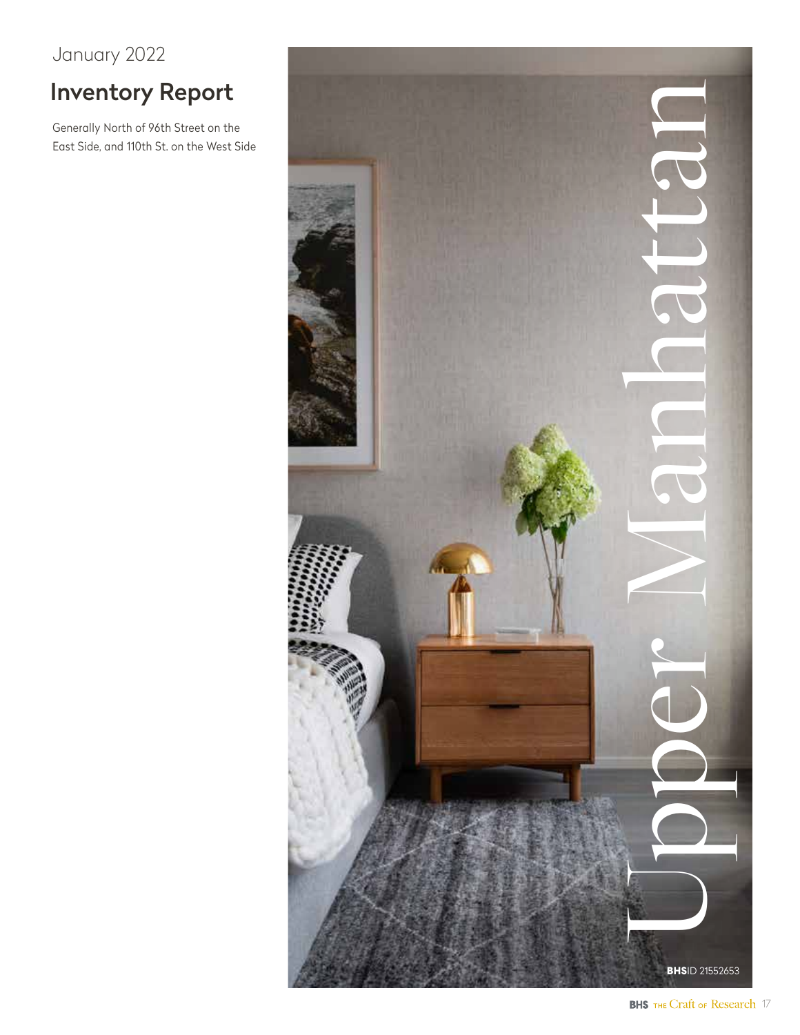January 2022

## Inventory Report

Generally North of 96th Street on the East Side, and 110th St. on the West Side

# Upper Manhattan

BHSID 21552653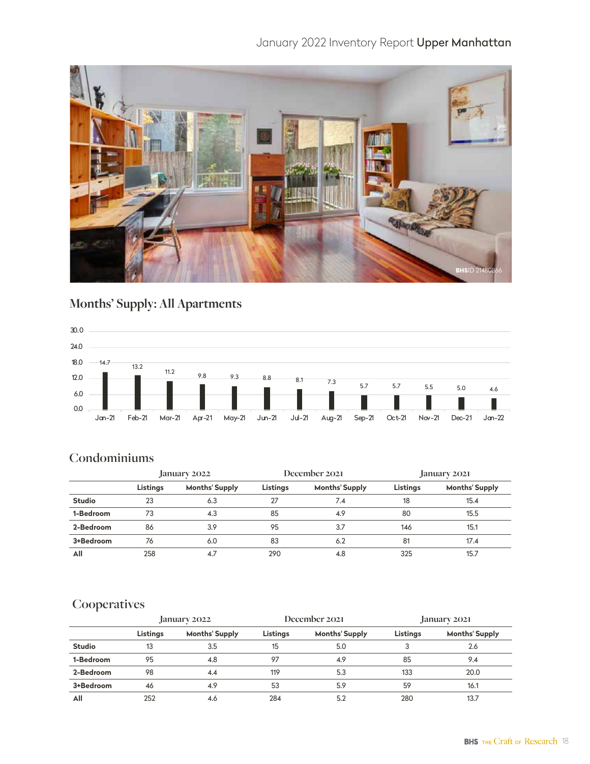# January 2022 Inventory Report **Upper Manhattan**

BHSID 21480866

## Months' Supply: All Apartments

| Month | Months' Supply |
|---|---|
| Jan-21 | 14.7 |
| Feb-21 | 13.2 |
| Mar-21 | 11.2 |
| Apr-21 | 9.8 |
| May-21 | 9.3 |
| Jun-21 | 8.8 |
| Jul-21 | 8.1 |
| Aug-21 | 7.3 |
| Sep-21 | 5.7 |
| Oct-21 | 5.7 |
| Nov-21 | 5.5 |
| Dec-21 | 5.0 |
| Jan-22 | 4.6 |

## Condominiums

| | January 2022 | | December 2021 | | January 2021 | |
|---|---|---|---|---|---|---|
| | **Listings** | **Months' Supply** | **Listings** | **Months' Supply** | **Listings** | **Months' Supply** |
| **Studio** | 23 | 6.3 | 27 | 7.4 | 18 | 15.4 |
| **1-Bedroom** | 73 | 4.3 | 85 | 4.9 | 80 | 15.5 |
| **2-Bedroom** | 86 | 3.9 | 95 | 3.7 | 146 | 15.1 |
| **3+Bedroom** | 76 | 6.0 | 83 | 6.2 | 81 | 17.4 |
| **All** | 258 | 4.7 | 290 | 4.8 | 325 | 15.7 |

## Cooperatives

| | January 2022 | | December 2021 | | January 2021 | |
|---|---|---|---|---|---|---|
| | **Listings** | **Months' Supply** | **Listings** | **Months' Supply** | **Listings** | **Months' Supply** |
| **Studio** | 13 | 3.5 | 15 | 5.0 | 3 | 2.6 |
| **1-Bedroom** | 95 | 4.8 | 97 | 4.9 | 85 | 9.4 |
| **2-Bedroom** | 98 | 4.4 | 119 | 5.3 | 133 | 20.0 |
| **3+Bedroom** | 46 | 4.9 | 53 | 5.9 | 59 | 16.1 |
| **All** | 252 | 4.6 | 284 | 5.2 | 280 | 13.7 |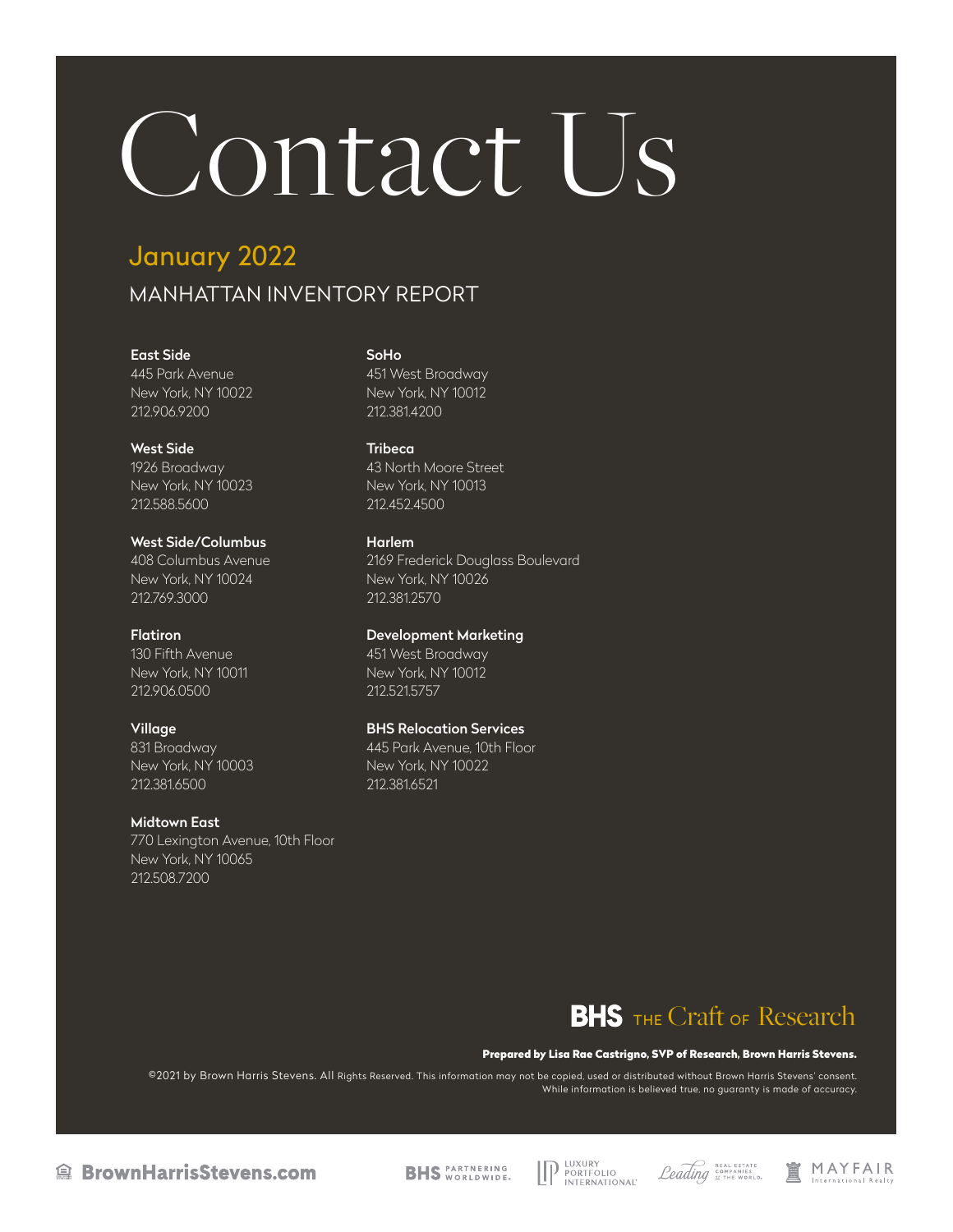# Contact Us

## January 2022

MANHATTAN INVENTORY REPORT

**East Side**
445 Park Avenue
New York, NY 10022
212.906.9200

**West Side**
1926 Broadway
New York, NY 10023
212.588.5600

**West Side/Columbus**
408 Columbus Avenue
New York, NY 10024
212.769.3000

**Flatiron**
130 Fifth Avenue
New York, NY 10011
212.906.0500

**Village**
831 Broadway
New York, NY 10003
212.381.6500

**Midtown East**
770 Lexington Avenue, 10th Floor
New York, NY 10065
212.508.7200

**SoHo**
451 West Broadway
New York, NY 10012
212.381.4200

**Tribeca**
43 North Moore Street
New York, NY 10013
212.452.4500

**Harlem**
2169 Frederick Douglass Boulevard
New York, NY 10026
212.381.2570

**Development Marketing**
451 West Broadway
New York, NY 10012
212.521.5757

**BHS Relocation Services**
445 Park Avenue, 10th Floor
New York, NY 10022
212.381.6521

BHS THE Craft OF Research

**Prepared by Lisa Rae Castrigno, SVP of Research, Brown Harris Stevens.**

©2021 by Brown Harris Stevens. All Rights Reserved. This information may not be copied, used or distributed without Brown Harris Stevens' consent. While information is believed true, no guaranty is made of accuracy.

BrownHarrisStevens.com

BHS PARTNERING WORLDWIDE. LUXURY PORTFOLIO INTERNATIONAL Leading REAL ESTATE COMPANIES OF THE WORLD. MAYFAIR International Realty